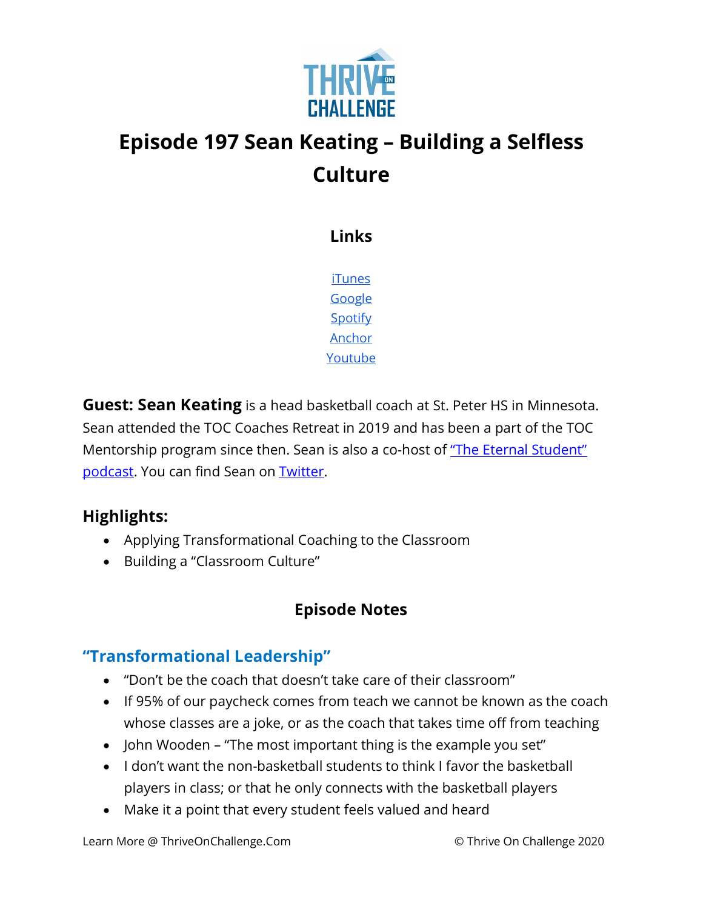# Episode 197 Sean Keating – Building a Selfless Culture

## Links

iTunes
Google
Spotify
Anchor
Youtube

**Guest: Sean Keating** is a head basketball coach at St. Peter HS in Minnesota. Sean attended the TOC Coaches Retreat in 2019 and has been a part of the TOC Mentorship program since then. Sean is also a co-host of "The Eternal Student" podcast. You can find Sean on Twitter.

### Highlights:

- Applying Transformational Coaching to the Classroom
- Building a "Classroom Culture"

## Episode Notes

### "Transformational Leadership"

- "Don't be the coach that doesn't take care of their classroom"
- If 95% of our paycheck comes from teach we cannot be known as the coach whose classes are a joke, or as the coach that takes time off from teaching
- John Wooden – "The most important thing is the example you set"
- I don't want the non-basketball students to think I favor the basketball players in class; or that he only connects with the basketball players
- Make it a point that every student feels valued and heard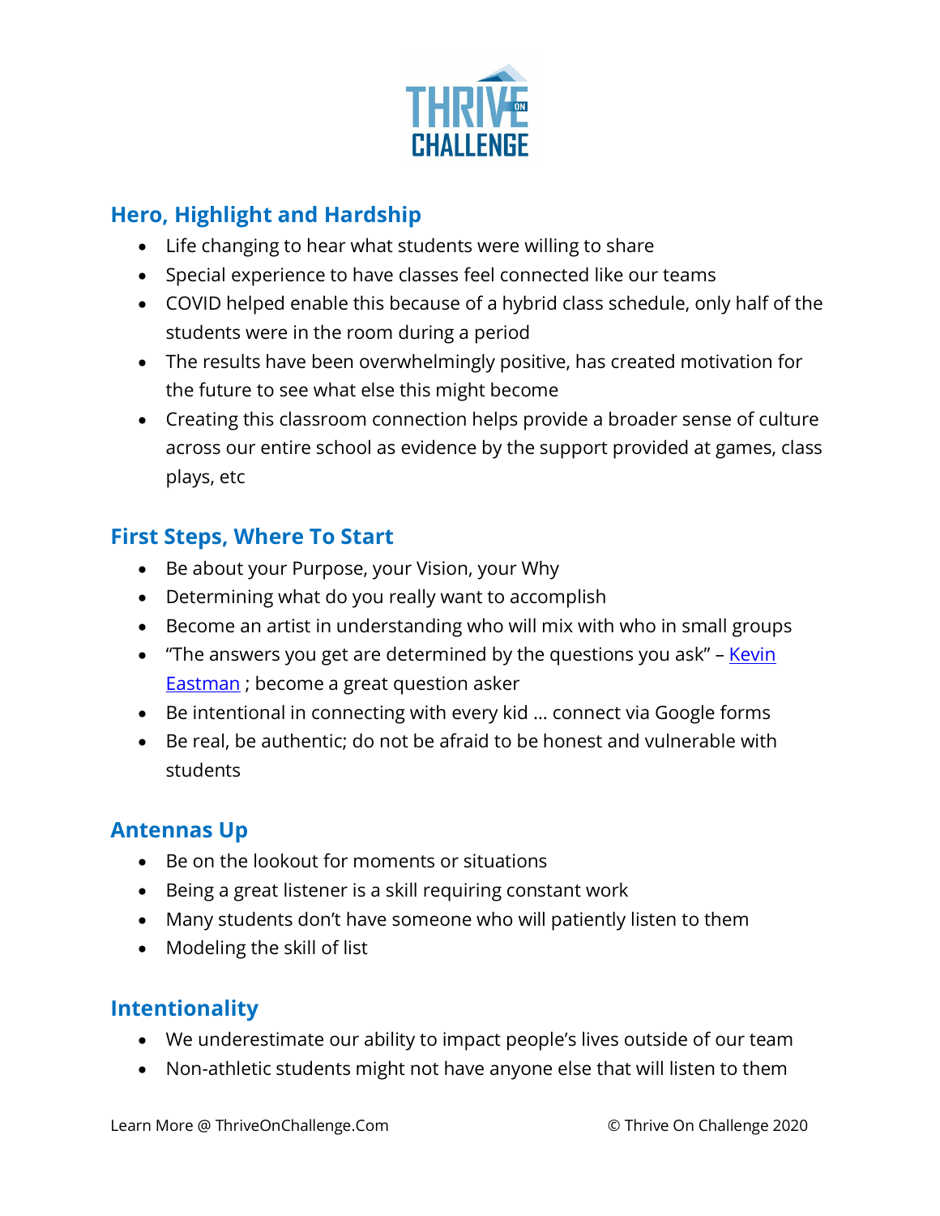## Hero, Highlight and Hardship

- Life changing to hear what students were willing to share
- Special experience to have classes feel connected like our teams
- COVID helped enable this because of a hybrid class schedule, only half of the students were in the room during a period
- The results have been overwhelmingly positive, has created motivation for the future to see what else this might become
- Creating this classroom connection helps provide a broader sense of culture across our entire school as evidence by the support provided at games, class plays, etc

## First Steps, Where To Start

- Be about your Purpose, your Vision, your Why
- Determining what do you really want to accomplish
- Become an artist in understanding who will mix with who in small groups
- "The answers you get are determined by the questions you ask" – Kevin Eastman ; become a great question asker
- Be intentional in connecting with every kid ... connect via Google forms
- Be real, be authentic; do not be afraid to be honest and vulnerable with students

## Antennas Up

- Be on the lookout for moments or situations
- Being a great listener is a skill requiring constant work
- Many students don't have someone who will patiently listen to them
- Modeling the skill of list

## Intentionality

- We underestimate our ability to impact people's lives outside of our team
- Non-athletic students might not have anyone else that will listen to them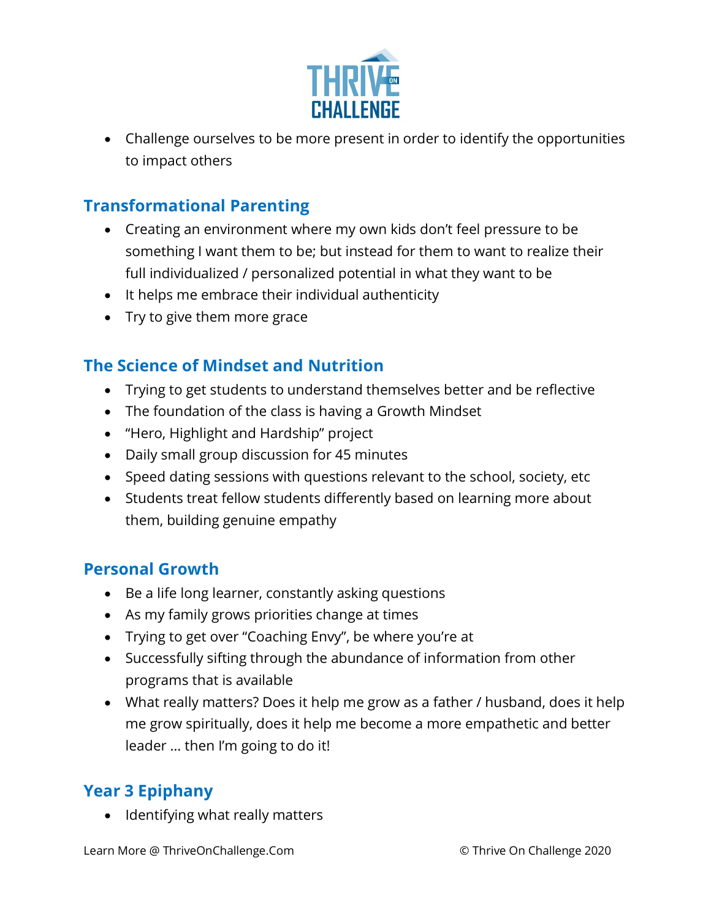- Challenge ourselves to be more present in order to identify the opportunities to impact others

## Transformational Parenting

- Creating an environment where my own kids don't feel pressure to be something I want them to be; but instead for them to want to realize their full individualized / personalized potential in what they want to be
- It helps me embrace their individual authenticity
- Try to give them more grace

## The Science of Mindset and Nutrition

- Trying to get students to understand themselves better and be reflective
- The foundation of the class is having a Growth Mindset
- "Hero, Highlight and Hardship" project
- Daily small group discussion for 45 minutes
- Speed dating sessions with questions relevant to the school, society, etc
- Students treat fellow students differently based on learning more about them, building genuine empathy

## Personal Growth

- Be a life long learner, constantly asking questions
- As my family grows priorities change at times
- Trying to get over "Coaching Envy", be where you're at
- Successfully sifting through the abundance of information from other programs that is available
- What really matters? Does it help me grow as a father / husband, does it help me grow spiritually, does it help me become a more empathetic and better leader … then I'm going to do it!

## Year 3 Epiphany

- Identifying what really matters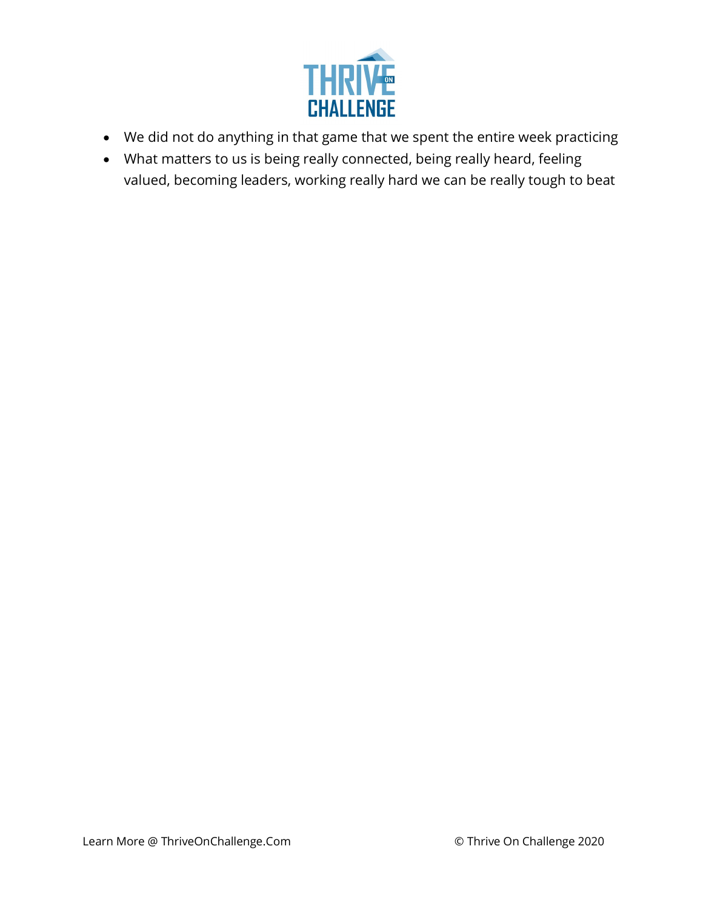- We did not do anything in that game that we spent the entire week practicing
- What matters to us is being really connected, being really heard, feeling valued, becoming leaders, working really hard we can be really tough to beat